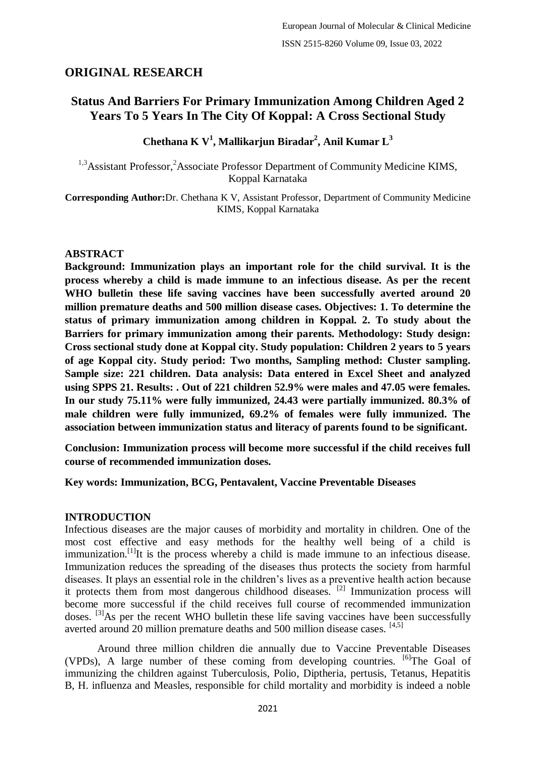## ORIGINAL RESEARCH

# Status And Barriers For Primary Immunization Among Children Aged 2 Years To 5 Years In The City Of Koppal: A Cross Sectional Study

**Chethana K V[1], Mallikarjun Biradar[2], Anil Kumar L[3]**

[1,3]Assistant Professor, [2]Associate Professor Department of Community Medicine KIMS, Koppal Karnataka

**Corresponding Author:** Dr. Chethana K V, Assistant Professor, Department of Community Medicine KIMS, Koppal Karnataka

## ABSTRACT

**Background: Immunization plays an important role for the child survival. It is the process whereby a child is made immune to an infectious disease. As per the recent WHO bulletin these life saving vaccines have been successfully averted around 20 million premature deaths and 500 million disease cases. Objectives: 1. To determine the status of primary immunization among children in Koppal. 2. To study about the Barriers for primary immunization among their parents. Methodology: Study design: Cross sectional study done at Koppal city. Study population: Children 2 years to 5 years of age Koppal city. Study period: Two months, Sampling method: Cluster sampling. Sample size: 221 children. Data analysis: Data entered in Excel Sheet and analyzed using SPPS 21. Results: . Out of 221 children 52.9% were males and 47.05 were females. In our study 75.11% were fully immunized, 24.43 were partially immunized. 80.3% of male children were fully immunized, 69.2% of females were fully immunized. The association between immunization status and literacy of parents found to be significant.**

**Conclusion: Immunization process will become more successful if the child receives full course of recommended immunization doses.**

**Key words: Immunization, BCG, Pentavalent, Vaccine Preventable Diseases**

## INTRODUCTION

Infectious diseases are the major causes of morbidity and mortality in children. One of the most cost effective and easy methods for the healthy well being of a child is immunization.[1] It is the process whereby a child is made immune to an infectious disease. Immunization reduces the spreading of the diseases thus protects the society from harmful diseases. It plays an essential role in the children's lives as a preventive health action because it protects them from most dangerous childhood diseases. [2] Immunization process will become more successful if the child receives full course of recommended immunization doses. [3] As per the recent WHO bulletin these life saving vaccines have been successfully averted around 20 million premature deaths and 500 million disease cases. [4,5]

Around three million children die annually due to Vaccine Preventable Diseases (VPDs), A large number of these coming from developing countries. [6] The Goal of immunizing the children against Tuberculosis, Polio, Diptheria, pertusis, Tetanus, Hepatitis B, H. influenza and Measles, responsible for child mortality and morbidity is indeed a noble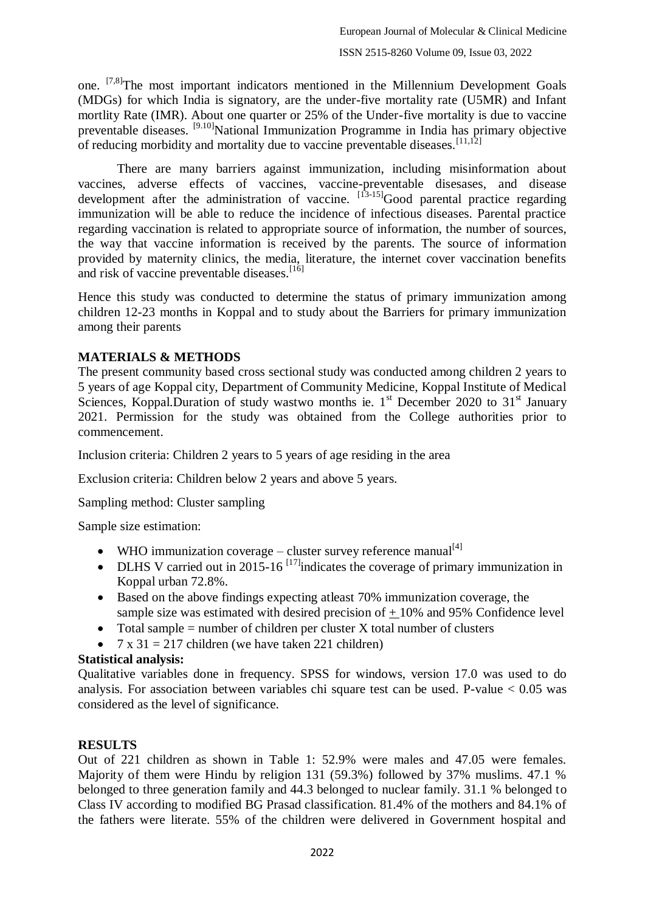one. [7,8]The most important indicators mentioned in the Millennium Development Goals (MDGs) for which India is signatory, are the under-five mortality rate (U5MR) and Infant mortlity Rate (IMR). About one quarter or 25% of the Under-five mortality is due to vaccine preventable diseases. [9.10]National Immunization Programme in India has primary objective of reducing morbidity and mortality due to vaccine preventable diseases.[11,12]

There are many barriers against immunization, including misinformation about vaccines, adverse effects of vaccines, vaccine-preventable disesases, and disease development after the administration of vaccine. [13-15]Good parental practice regarding immunization will be able to reduce the incidence of infectious diseases. Parental practice regarding vaccination is related to appropriate source of information, the number of sources, the way that vaccine information is received by the parents. The source of information provided by maternity clinics, the media, literature, the internet cover vaccination benefits and risk of vaccine preventable diseases.[16]

Hence this study was conducted to determine the status of primary immunization among children 12-23 months in Koppal and to study about the Barriers for primary immunization among their parents

## MATERIALS & METHODS

The present community based cross sectional study was conducted among children 2 years to 5 years of age Koppal city, Department of Community Medicine, Koppal Institute of Medical Sciences, Koppal.Duration of study wastwo months ie. 1st December 2020 to 31st January 2021. Permission for the study was obtained from the College authorities prior to commencement.

Inclusion criteria: Children 2 years to 5 years of age residing in the area

Exclusion criteria: Children below 2 years and above 5 years.

Sampling method: Cluster sampling

Sample size estimation:

- WHO immunization coverage – cluster survey reference manual[4]
- DLHS V carried out in 2015-16 [17]indicates the coverage of primary immunization in Koppal urban 72.8%.
- Based on the above findings expecting atleast 70% immunization coverage, the sample size was estimated with desired precision of ± 10% and 95% Confidence level
- Total sample = number of children per cluster X total number of clusters
- 7 x 31 = 217 children (we have taken 221 children)

**Statistical analysis:**

Qualitative variables done in frequency. SPSS for windows, version 17.0 was used to do analysis. For association between variables chi square test can be used. P-value < 0.05 was considered as the level of significance.

## RESULTS

Out of 221 children as shown in Table 1: 52.9% were males and 47.05 were females. Majority of them were Hindu by religion 131 (59.3%) followed by 37% muslims. 47.1 % belonged to three generation family and 44.3 belonged to nuclear family. 31.1 % belonged to Class IV according to modified BG Prasad classification. 81.4% of the mothers and 84.1% of the fathers were literate. 55% of the children were delivered in Government hospital and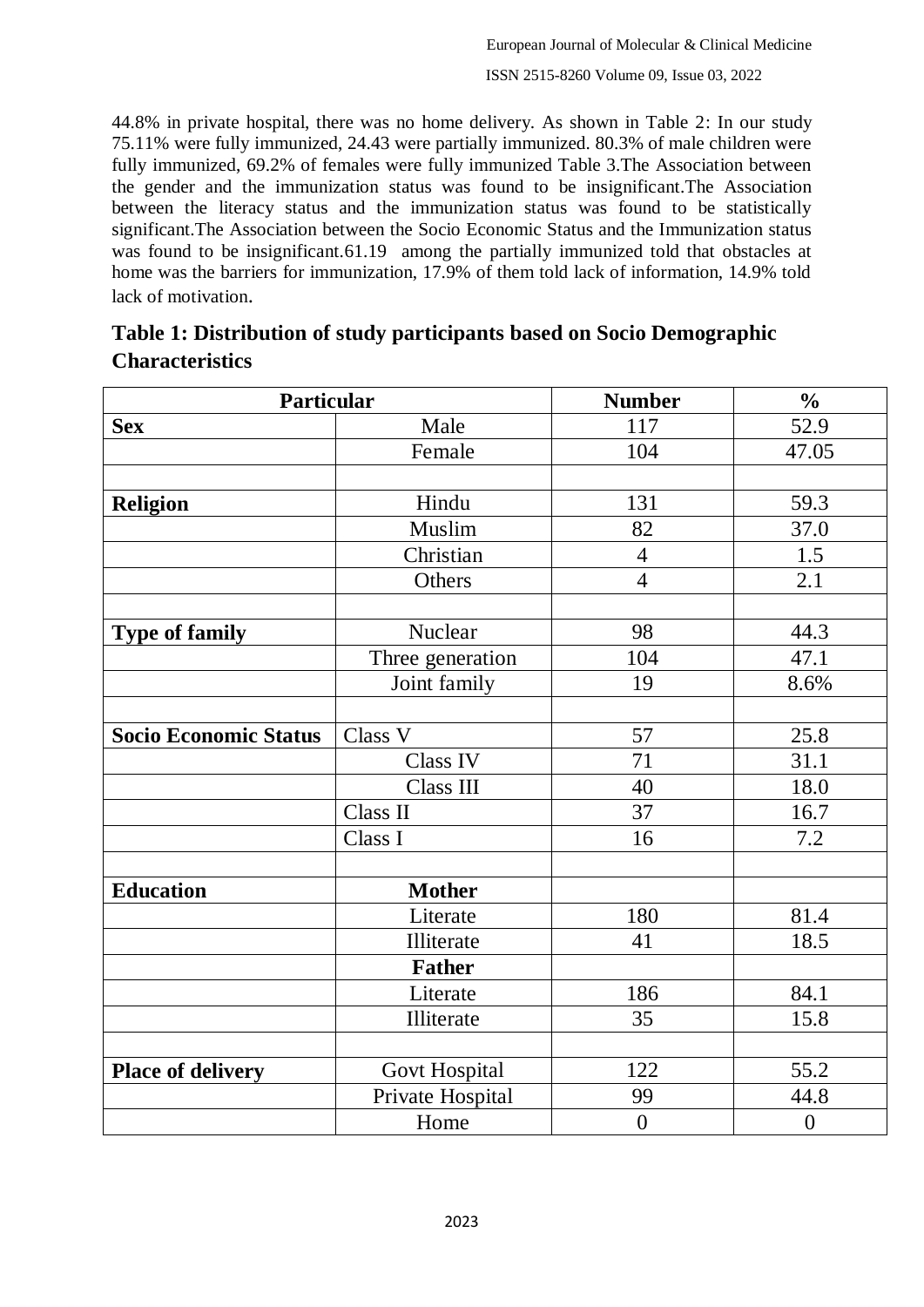44.8% in private hospital, there was no home delivery. As shown in Table 2: In our study 75.11% were fully immunized, 24.43 were partially immunized. 80.3% of male children were fully immunized, 69.2% of females were fully immunized Table 3.The Association between the gender and the immunization status was found to be insignificant.The Association between the literacy status and the immunization status was found to be statistically significant.The Association between the Socio Economic Status and the Immunization status was found to be insignificant.61.19 among the partially immunized told that obstacles at home was the barriers for immunization, 17.9% of them told lack of information, 14.9% told lack of motivation.

## Table 1: Distribution of study participants based on Socio Demographic Characteristics

| Particular | | Number | % |
|---|---|---|---|
| **Sex** | Male | 117 | 52.9 |
| | Female | 104 | 47.05 |
| | | | |
| **Religion** | Hindu | 131 | 59.3 |
| | Muslim | 82 | 37.0 |
| | Christian | 4 | 1.5 |
| | Others | 4 | 2.1 |
| | | | |
| **Type of family** | Nuclear | 98 | 44.3 |
| | Three generation | 104 | 47.1 |
| | Joint family | 19 | 8.6% |
| | | | |
| **Socio Economic Status** | Class V | 57 | 25.8 |
| | Class IV | 71 | 31.1 |
| | Class III | 40 | 18.0 |
| | Class II | 37 | 16.7 |
| | Class I | 16 | 7.2 |
| | | | |
| **Education** | **Mother** | | |
| | Literate | 180 | 81.4 |
| | Illiterate | 41 | 18.5 |
| | **Father** | | |
| | Literate | 186 | 84.1 |
| | Illiterate | 35 | 15.8 |
| | | | |
| **Place of delivery** | Govt Hospital | 122 | 55.2 |
| | Private Hospital | 99 | 44.8 |
| | Home | 0 | 0 |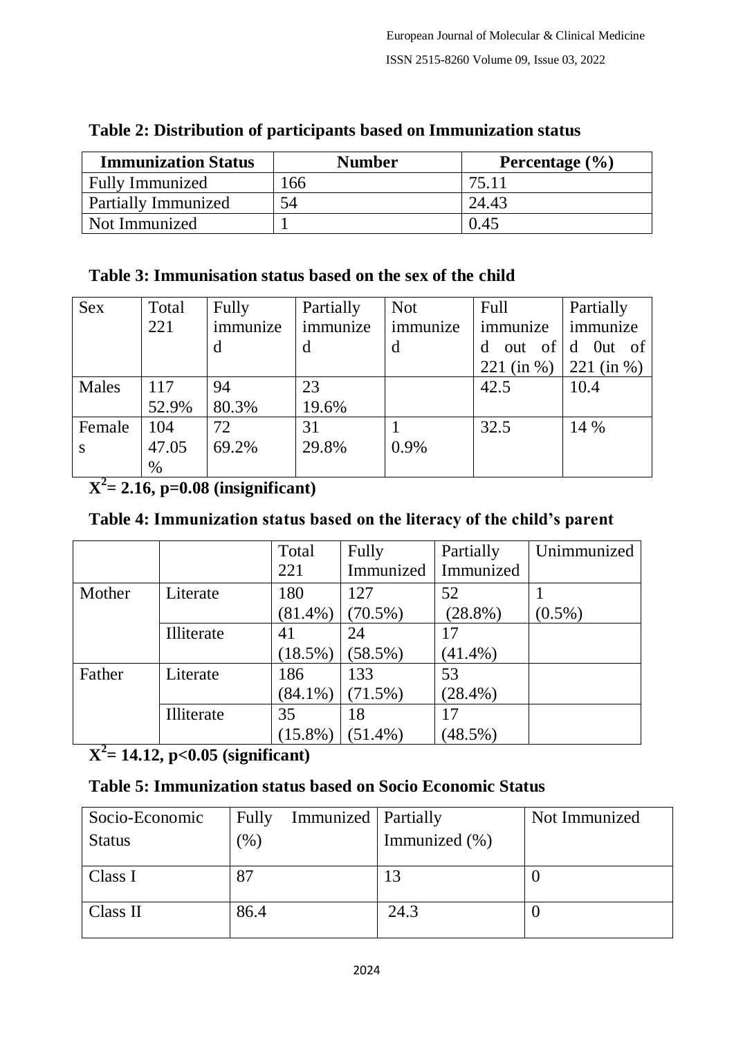**Table 2: Distribution of participants based on Immunization status**

| Immunization Status | Number | Percentage (%) |
|---|---|---|
| Fully Immunized | 166 | 75.11 |
| Partially Immunized | 54 | 24.43 |
| Not Immunized | 1 | 0.45 |

**Table 3: Immunisation status based on the sex of the child**

| Sex | Total 221 | Fully immunized | Partially immunized | Not immunized | Full immunized out of 221 (in %) | Partially immunized 0ut of 221 (in %) |
|---|---|---|---|---|---|---|
| Males | 117 52.9% | 94 80.3% | 23 19.6% | | 42.5 | 10.4 |
| Females | 104 47.05 % | 72 69.2% | 31 29.8% | 1 0.9% | 32.5 | 14 % |

**$X^2$= 2.16, p=0.08 (insignificant)**

**Table 4: Immunization status based on the literacy of the child's parent**

| | | Total 221 | Fully Immunized | Partially Immunized | Unimmunized |
|---|---|---|---|---|---|
| Mother | Literate | 180 (81.4%) | 127 (70.5%) | 52 (28.8%) | 1 (0.5%) |
| | Illiterate | 41 (18.5%) | 24 (58.5%) | 17 (41.4%) | |
| Father | Literate | 186 (84.1%) | 133 (71.5%) | 53 (28.4%) | |
| | Illiterate | 35 (15.8%) | 18 (51.4%) | 17 (48.5%) | |

**$X^2$= 14.12, p<0.05 (significant)**

**Table 5: Immunization status based on Socio Economic Status**

| Socio-Economic Status | Fully Immunized (%) | Partially Immunized (%) | Not Immunized |
|---|---|---|---|
| Class I | 87 | 13 | 0 |
| Class II | 86.4 | 24.3 | 0 |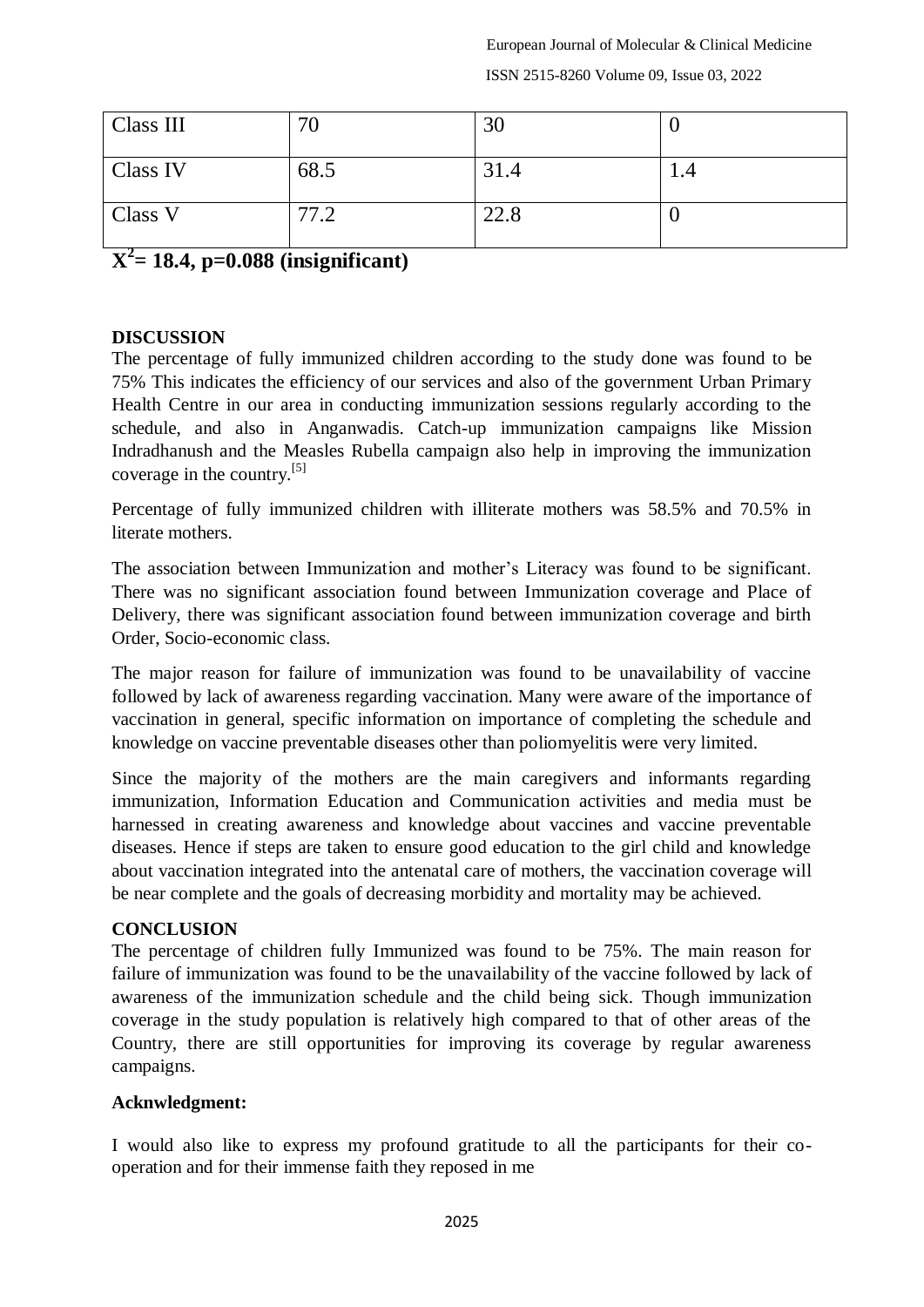| | | | |
|---|---|---|---|
| Class III | 70 | 30 | 0 |
| Class IV | 68.5 | 31.4 | 1.4 |
| Class V | 77.2 | 22.8 | 0 |

**$X^2$= 18.4, p=0.088 (insignificant)**

**DISCUSSION**

The percentage of fully immunized children according to the study done was found to be 75% This indicates the efficiency of our services and also of the government Urban Primary Health Centre in our area in conducting immunization sessions regularly according to the schedule, and also in Anganwadis. Catch-up immunization campaigns like Mission Indradhanush and the Measles Rubella campaign also help in improving the immunization coverage in the country.[5]

Percentage of fully immunized children with illiterate mothers was 58.5% and 70.5% in literate mothers.

The association between Immunization and mother's Literacy was found to be significant. There was no significant association found between Immunization coverage and Place of Delivery, there was significant association found between immunization coverage and birth Order, Socio-economic class.

The major reason for failure of immunization was found to be unavailability of vaccine followed by lack of awareness regarding vaccination. Many were aware of the importance of vaccination in general, specific information on importance of completing the schedule and knowledge on vaccine preventable diseases other than poliomyelitis were very limited.

Since the majority of the mothers are the main caregivers and informants regarding immunization, Information Education and Communication activities and media must be harnessed in creating awareness and knowledge about vaccines and vaccine preventable diseases. Hence if steps are taken to ensure good education to the girl child and knowledge about vaccination integrated into the antenatal care of mothers, the vaccination coverage will be near complete and the goals of decreasing morbidity and mortality may be achieved.

**CONCLUSION**

The percentage of children fully Immunized was found to be 75%. The main reason for failure of immunization was found to be the unavailability of the vaccine followed by lack of awareness of the immunization schedule and the child being sick. Though immunization coverage in the study population is relatively high compared to that of other areas of the Country, there are still opportunities for improving its coverage by regular awareness campaigns.

**Acknwledgment:**

I would also like to express my profound gratitude to all the participants for their co-operation and for their immense faith they reposed in me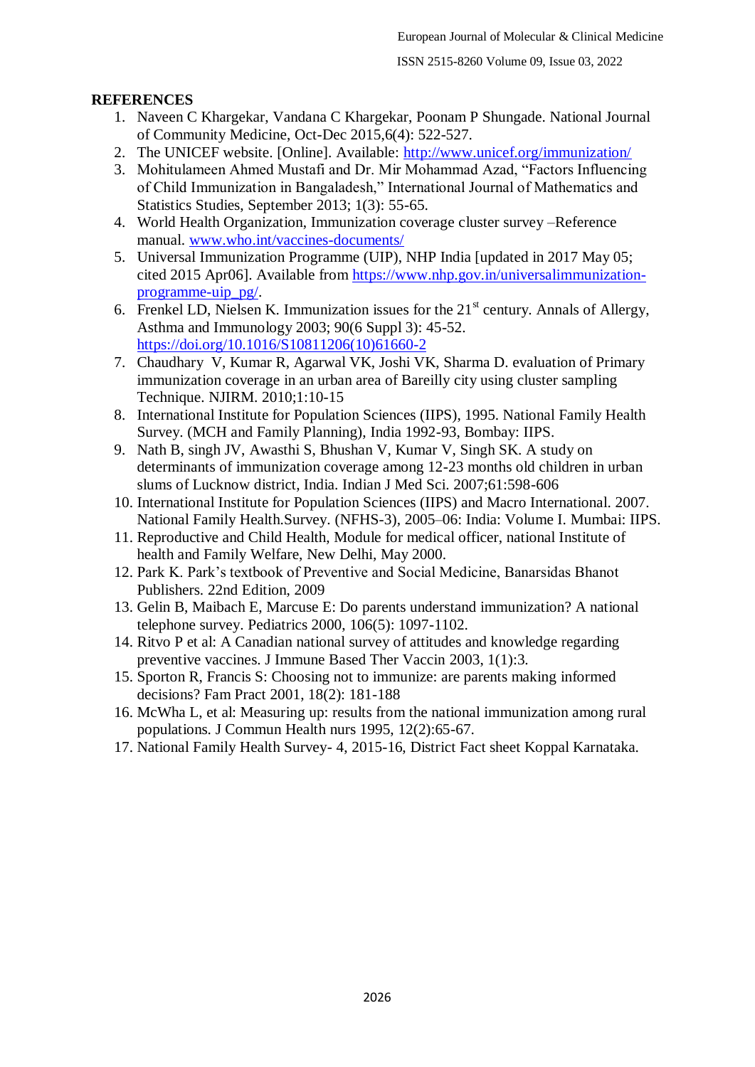## REFERENCES

1. Naveen C Khargekar, Vandana C Khargekar, Poonam P Shungade. National Journal of Community Medicine, Oct-Dec 2015,6(4): 522-527.
2. The UNICEF website. [Online]. Available: http://www.unicef.org/immunization/
3. Mohitulameen Ahmed Mustafi and Dr. Mir Mohammad Azad, "Factors Influencing of Child Immunization in Bangaladesh," International Journal of Mathematics and Statistics Studies, September 2013; 1(3): 55-65.
4. World Health Organization, Immunization coverage cluster survey –Reference manual. www.who.int/vaccines-documents/
5. Universal Immunization Programme (UIP), NHP India [updated in 2017 May 05; cited 2015 Apr06]. Available from https://www.nhp.gov.in/universalimmunization-programme-uip_pg/.
6. Frenkel LD, Nielsen K. Immunization issues for the 21st century. Annals of Allergy, Asthma and Immunology 2003; 90(6 Suppl 3): 45-52. https://doi.org/10.1016/S10811206(10)61660-2
7. Chaudhary V, Kumar R, Agarwal VK, Joshi VK, Sharma D. evaluation of Primary immunization coverage in an urban area of Bareilly city using cluster sampling Technique. NJIRM. 2010;1:10-15
8. International Institute for Population Sciences (IIPS), 1995. National Family Health Survey. (MCH and Family Planning), India 1992-93, Bombay: IIPS.
9. Nath B, singh JV, Awasthi S, Bhushan V, Kumar V, Singh SK. A study on determinants of immunization coverage among 12-23 months old children in urban slums of Lucknow district, India. Indian J Med Sci. 2007;61:598-606
10. International Institute for Population Sciences (IIPS) and Macro International. 2007. National Family Health.Survey. (NFHS-3), 2005–06: India: Volume I. Mumbai: IIPS.
11. Reproductive and Child Health, Module for medical officer, national Institute of health and Family Welfare, New Delhi, May 2000.
12. Park K. Park's textbook of Preventive and Social Medicine, Banarsidas Bhanot Publishers. 22nd Edition, 2009
13. Gelin B, Maibach E, Marcuse E: Do parents understand immunization? A national telephone survey. Pediatrics 2000, 106(5): 1097-1102.
14. Ritvo P et al: A Canadian national survey of attitudes and knowledge regarding preventive vaccines. J Immune Based Ther Vaccin 2003, 1(1):3.
15. Sporton R, Francis S: Choosing not to immunize: are parents making informed decisions? Fam Pract 2001, 18(2): 181-188
16. McWha L, et al: Measuring up: results from the national immunization among rural populations. J Commun Health nurs 1995, 12(2):65-67.
17. National Family Health Survey- 4, 2015-16, District Fact sheet Koppal Karnataka.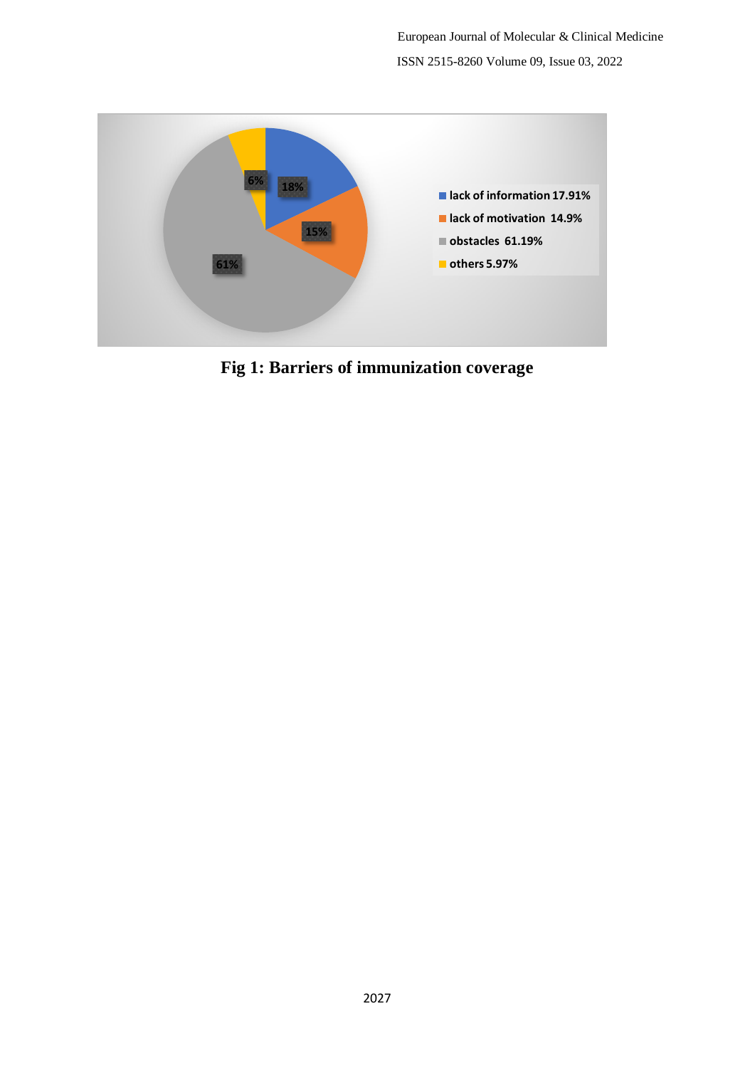6%
18%
15%
61%

lack of information 17.91%
lack of motivation 14.9%
obstacles 61.19%
others 5.97%

**Fig 1: Barriers of immunization coverage**